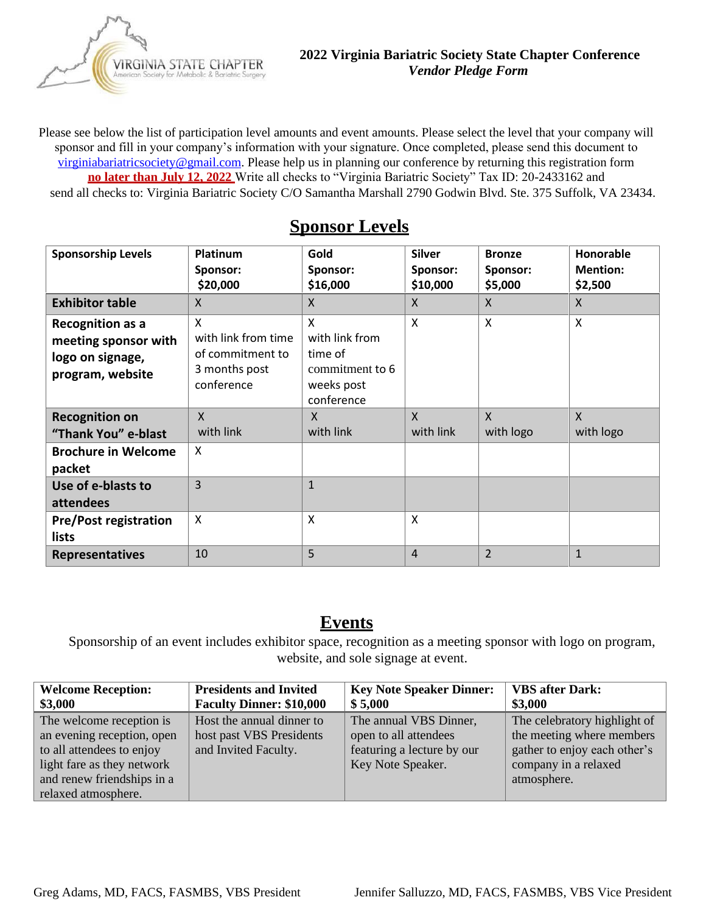**2022 Virginia Bariatric Society State Chapter Conference**
***Vendor Pledge Form***

Please see below the list of participation level amounts and event amounts. Please select the level that your company will sponsor and fill in your company's information with your signature. Once completed, please send this document to virginiabariatricsociety@gmail.com. Please help us in planning our conference by returning this registration form **no later than July 12, 2022** Write all checks to "Virginia Bariatric Society" Tax ID: 20-2433162 and send all checks to: Virginia Bariatric Society C/O Samantha Marshall 2790 Godwin Blvd. Ste. 375 Suffolk, VA 23434.

## Sponsor Levels

| Sponsorship Levels | Platinum Sponsor: $20,000 | Gold Sponsor: $16,000 | Silver Sponsor: $10,000 | Bronze Sponsor: $5,000 | Honorable Mention: $2,500 |
|---|---|---|---|---|---|
| **Exhibitor table** | X | X | X | X | X |
| **Recognition as a meeting sponsor with logo on signage, program, website** | X with link from time of commitment to 3 months post conference | X with link from time of commitment to 6 weeks post conference | X | X | X |
| **Recognition on "Thank You" e-blast** | X with link | X with link | X with link | X with logo | X with logo |
| **Brochure in Welcome packet** | X | | | | |
| **Use of e-blasts to attendees** | 3 | 1 | | | |
| **Pre/Post registration lists** | X | X | X | | |
| **Representatives** | 10 | 5 | 4 | 2 | 1 |

## Events

Sponsorship of an event includes exhibitor space, recognition as a meeting sponsor with logo on program, website, and sole signage at event.

| Welcome Reception: $3,000 | Presidents and Invited Faculty Dinner: $10,000 | Key Note Speaker Dinner: $ 5,000 | VBS after Dark: $3,000 |
|---|---|---|---|
| The welcome reception is an evening reception, open to all attendees to enjoy light fare as they network and renew friendships in a relaxed atmosphere. | Host the annual dinner to host past VBS Presidents and Invited Faculty. | The annual VBS Dinner, open to all attendees featuring a lecture by our Key Note Speaker. | The celebratory highlight of the meeting where members gather to enjoy each other's company in a relaxed atmosphere. |

Greg Adams, MD, FACS, FASMBS, VBS President

Jennifer Salluzzo, MD, FACS, FASMBS, VBS Vice President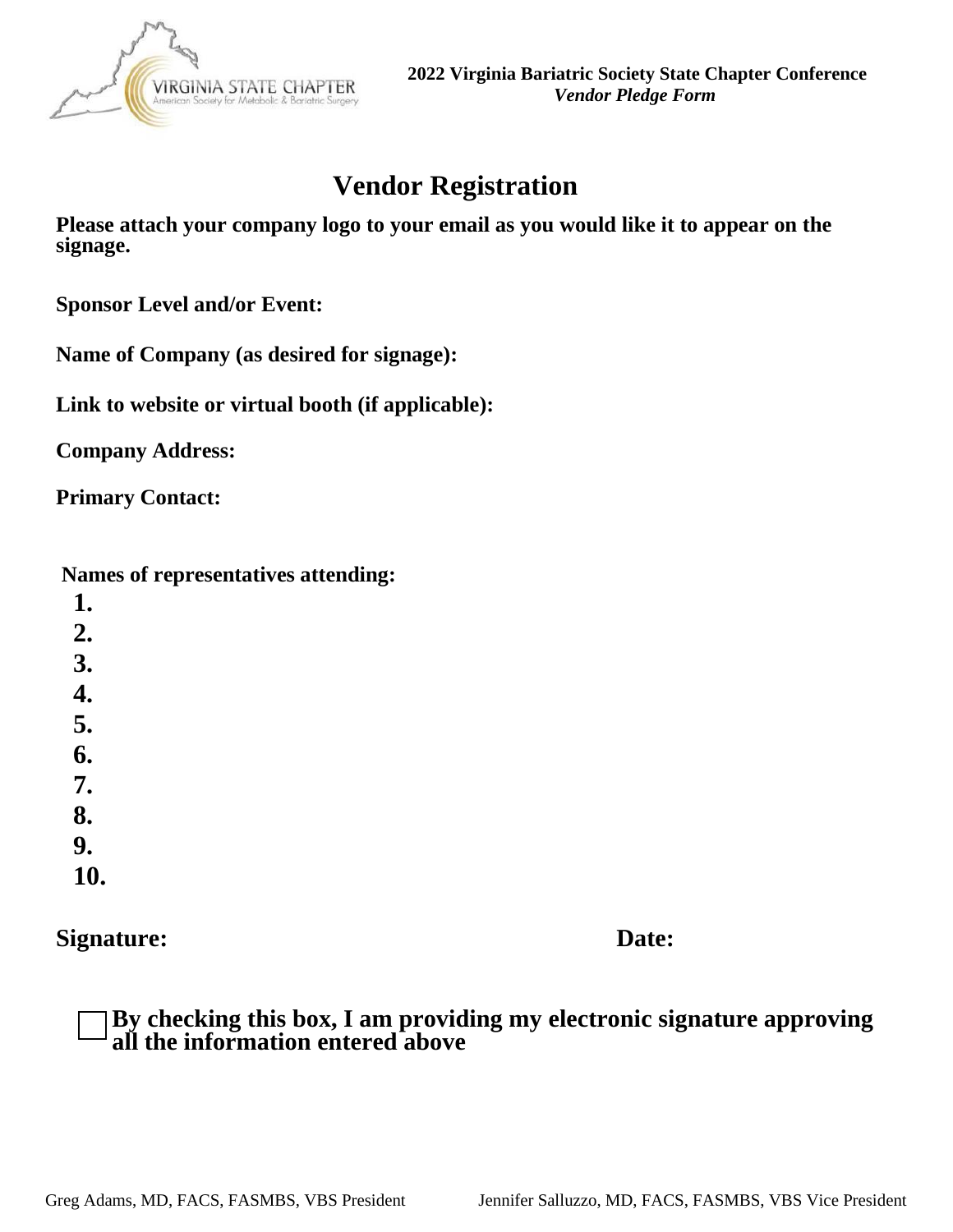**2022 Virginia Bariatric Society State Chapter Conference**
***Vendor Pledge Form***

# Vendor Registration

**Please attach your company logo to your email as you would like it to appear on the signage.**

**Sponsor Level and/or Event:**

**Name of Company (as desired for signage):**

**Link to website or virtual booth (if applicable):**

**Company Address:**

**Primary Contact:**

**Names of representatives attending:**

1.
2.
3.
4.
5.
6.
7.
8.
9.
10.

**Signature:** **Date:**

☐ **By checking this box, I am providing my electronic signature approving all the information entered above**

Greg Adams, MD, FACS, FASMBS, VBS President Jennifer Salluzzo, MD, FACS, FASMBS, VBS Vice President